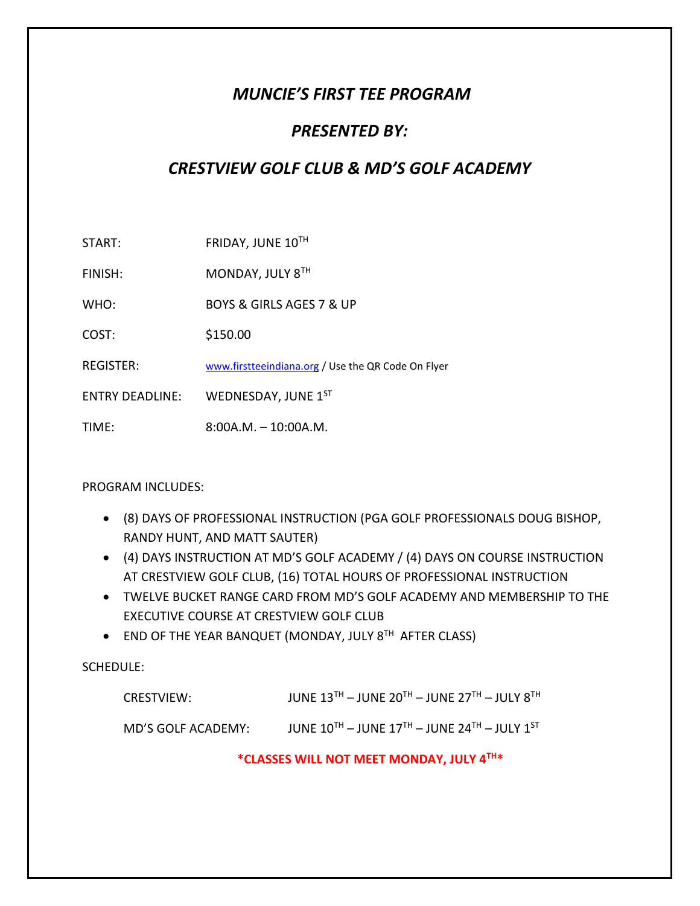# *MUNCIE'S FIRST TEE PROGRAM*

## *PRESENTED BY:*

## *CRESTVIEW GOLF CLUB & MD'S GOLF ACADEMY*

START: FRIDAY, JUNE 10TH

FINISH: MONDAY, JULY 8TH

WHO: BOYS & GIRLS AGES 7 & UP

COST: $150.00

REGISTER: www.firstteeindiana.org / Use the QR Code On Flyer

ENTRY DEADLINE: WEDNESDAY, JUNE 1ST

TIME: 8:00A.M. – 10:00A.M.

PROGRAM INCLUDES:

- (8) DAYS OF PROFESSIONAL INSTRUCTION (PGA GOLF PROFESSIONALS DOUG BISHOP, RANDY HUNT, AND MATT SAUTER)
- (4) DAYS INSTRUCTION AT MD'S GOLF ACADEMY / (4) DAYS ON COURSE INSTRUCTION AT CRESTVIEW GOLF CLUB, (16) TOTAL HOURS OF PROFESSIONAL INSTRUCTION
- TWELVE BUCKET RANGE CARD FROM MD'S GOLF ACADEMY AND MEMBERSHIP TO THE EXECUTIVE COURSE AT CRESTVIEW GOLF CLUB
- END OF THE YEAR BANQUET (MONDAY, JULY 8TH AFTER CLASS)

SCHEDULE:

CRESTVIEW: JUNE 13TH – JUNE 20TH – JUNE 27TH – JULY 8TH

MD'S GOLF ACADEMY: JUNE 10TH – JUNE 17TH – JUNE 24TH – JULY 1ST

**\*CLASSES WILL NOT MEET MONDAY, JULY 4TH\***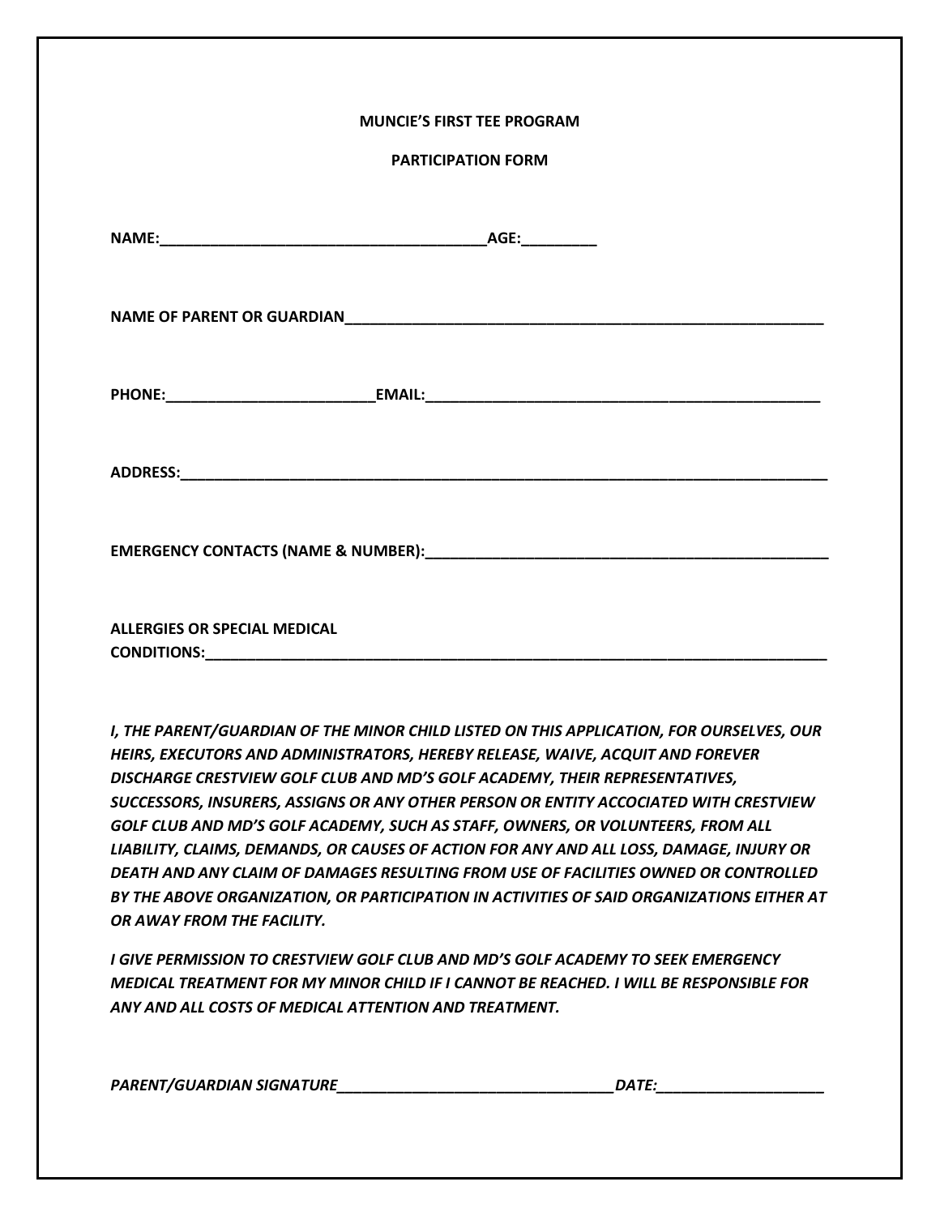**MUNCIE'S FIRST TEE PROGRAM**

**PARTICIPATION FORM**

**NAME:______________________________________AGE:_________**

**NAME OF PARENT OR GUARDIAN_______________________________________________________**

**PHONE:_________________________EMAIL:_______________________________________________**

**ADDRESS:___________________________________________________________________________**

**EMERGENCY CONTACTS (NAME & NUMBER):_________________________________________________**

**ALLERGIES OR SPECIAL MEDICAL CONDITIONS:___________________________________________________________________________**

***I, THE PARENT/GUARDIAN OF THE MINOR CHILD LISTED ON THIS APPLICATION, FOR OURSELVES, OUR HEIRS, EXECUTORS AND ADMINISTRATORS, HEREBY RELEASE, WAIVE, ACQUIT AND FOREVER DISCHARGE CRESTVIEW GOLF CLUB AND MD'S GOLF ACADEMY, THEIR REPRESENTATIVES, SUCCESSORS, INSURERS, ASSIGNS OR ANY OTHER PERSON OR ENTITY ACCOCIATED WITH CRESTVIEW GOLF CLUB AND MD'S GOLF ACADEMY, SUCH AS STAFF, OWNERS, OR VOLUNTEERS, FROM ALL LIABILITY, CLAIMS, DEMANDS, OR CAUSES OF ACTION FOR ANY AND ALL LOSS, DAMAGE, INJURY OR DEATH AND ANY CLAIM OF DAMAGES RESULTING FROM USE OF FACILITIES OWNED OR CONTROLLED BY THE ABOVE ORGANIZATION, OR PARTICIPATION IN ACTIVITIES OF SAID ORGANIZATIONS EITHER AT OR AWAY FROM THE FACILITY.***

***I GIVE PERMISSION TO CRESTVIEW GOLF CLUB AND MD'S GOLF ACADEMY TO SEEK EMERGENCY MEDICAL TREATMENT FOR MY MINOR CHILD IF I CANNOT BE REACHED. I WILL BE RESPONSIBLE FOR ANY AND ALL COSTS OF MEDICAL ATTENTION AND TREATMENT.***

***PARENT/GUARDIAN SIGNATURE_________________________________DATE:___________________***